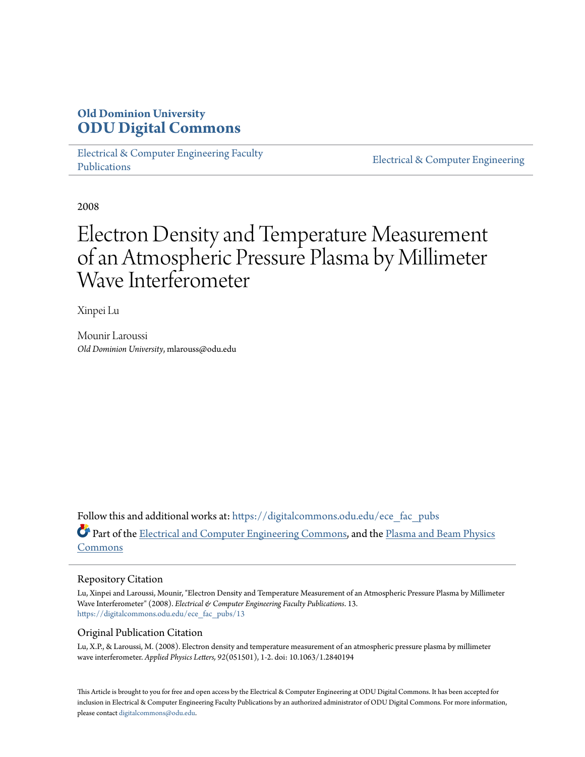**Old Dominion University**
**ODU Digital Commons**

Electrical & Computer Engineering Faculty Publications

Electrical & Computer Engineering

2008

# Electron Density and Temperature Measurement of an Atmospheric Pressure Plasma by Millimeter Wave Interferometer

Xinpei Lu

Mounir Laroussi
*Old Dominion University*, mlarouss@odu.edu

Follow this and additional works at: https://digitalcommons.odu.edu/ece_fac_pubs

Part of the Electrical and Computer Engineering Commons, and the Plasma and Beam Physics Commons

## Repository Citation

Lu, Xinpei and Laroussi, Mounir, "Electron Density and Temperature Measurement of an Atmospheric Pressure Plasma by Millimeter Wave Interferometer" (2008). *Electrical & Computer Engineering Faculty Publications*. 13.
https://digitalcommons.odu.edu/ece_fac_pubs/13

## Original Publication Citation

Lu, X.P., & Laroussi, M. (2008). Electron density and temperature measurement of an atmospheric pressure plasma by millimeter wave interferometer. *Applied Physics Letters, 92*(051501), 1-2. doi: 10.1063/1.2840194

This Article is brought to you for free and open access by the Electrical & Computer Engineering at ODU Digital Commons. It has been accepted for inclusion in Electrical & Computer Engineering Faculty Publications by an authorized administrator of ODU Digital Commons. For more information, please contact digitalcommons@odu.edu.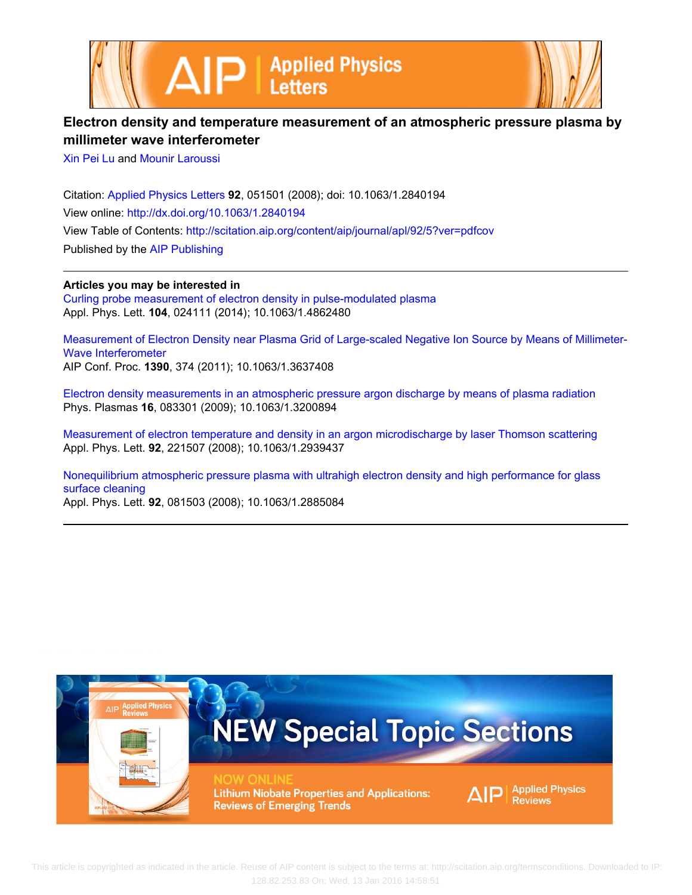# Electron density and temperature measurement of an atmospheric pressure plasma by millimeter wave interferometer

Xin Pei Lu and Mounir Laroussi

Citation: Applied Physics Letters **92**, 051501 (2008); doi: 10.1063/1.2840194

View online: http://dx.doi.org/10.1063/1.2840194

View Table of Contents: http://scitation.aip.org/content/aip/journal/apl/92/5?ver=pdfcov

Published by the AIP Publishing

**Articles you may be interested in**

Curling probe measurement of electron density in pulse-modulated plasma
Appl. Phys. Lett. **104**, 024111 (2014); 10.1063/1.4862480

Measurement of Electron Density near Plasma Grid of Large-scaled Negative Ion Source by Means of Millimeter-Wave Interferometer
AIP Conf. Proc. **1390**, 374 (2011); 10.1063/1.3637408

Electron density measurements in an atmospheric pressure argon discharge by means of plasma radiation
Phys. Plasmas **16**, 083301 (2009); 10.1063/1.3200894

Measurement of electron temperature and density in an argon microdischarge by laser Thomson scattering
Appl. Phys. Lett. **92**, 221507 (2008); 10.1063/1.2939437

Nonequilibrium atmospheric pressure plasma with ultrahigh electron density and high performance for glass surface cleaning
Appl. Phys. Lett. **92**, 081503 (2008); 10.1063/1.2885084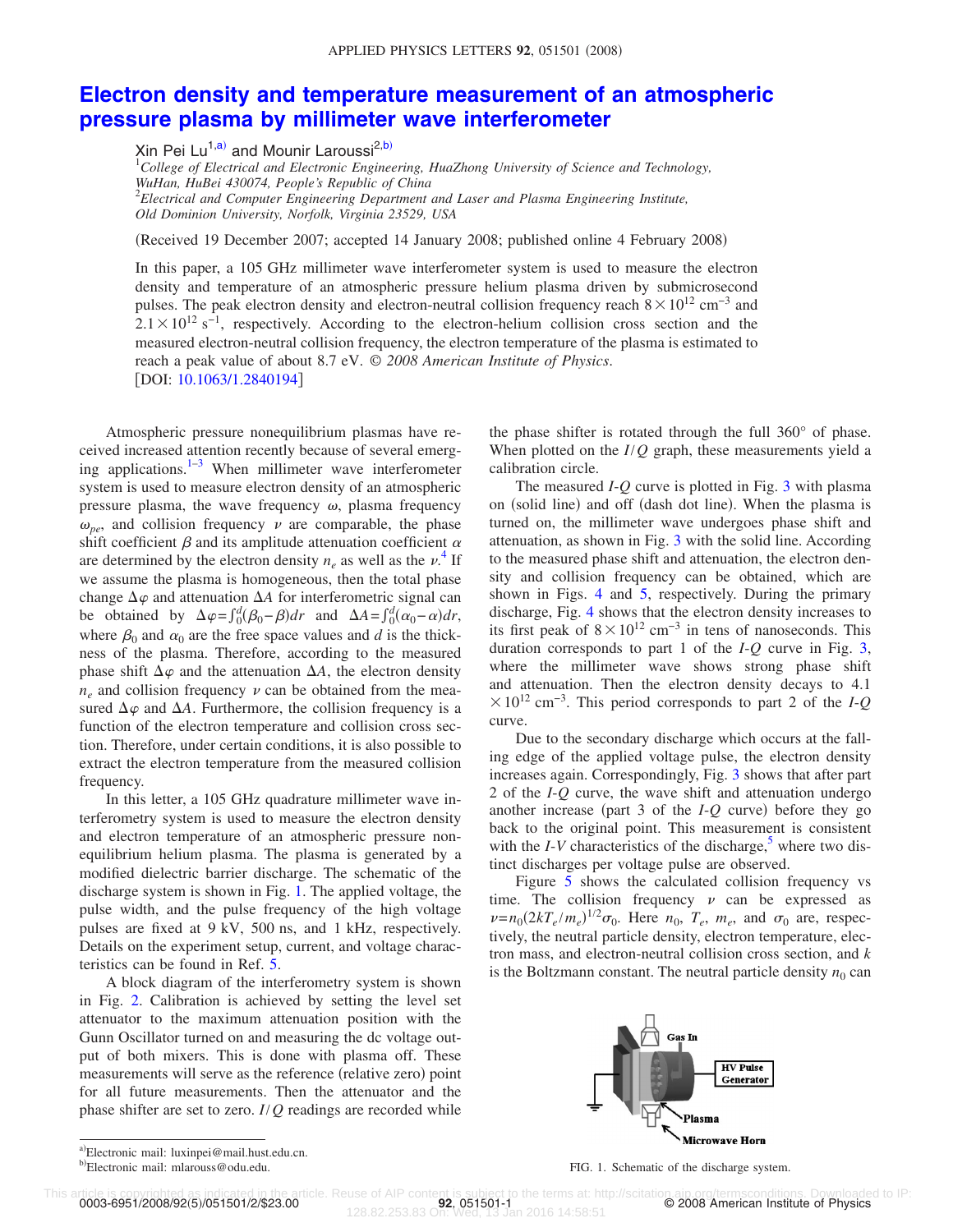# Electron density and temperature measurement of an atmospheric pressure plasma by millimeter wave interferometer

Xin Pei Lu[1,a)] and Mounir Laroussi[2,b)]

[1]*College of Electrical and Electronic Engineering, HuaZhong University of Science and Technology, WuHan, HuBei 430074, People's Republic of China*
[2]*Electrical and Computer Engineering Department and Laser and Plasma Engineering Institute, Old Dominion University, Norfolk, Virginia 23529, USA*

(Received 19 December 2007; accepted 14 January 2008; published online 4 February 2008)

In this paper, a 105 GHz millimeter wave interferometer system is used to measure the electron density and temperature of an atmospheric pressure helium plasma driven by submicrosecond pulses. The peak electron density and electron-neutral collision frequency reach $8\times10^{12}$ cm$^{-3}$ and $2.1\times10^{12}$ s$^{-1}$, respectively. According to the electron-helium collision cross section and the measured electron-neutral collision frequency, the electron temperature of the plasma is estimated to reach a peak value of about 8.7 eV. © *2008 American Institute of Physics*. [DOI: 10.1063/1.2840194]

Atmospheric pressure nonequilibrium plasmas have received increased attention recently because of several emerging applications.[1–3] When millimeter wave interferometer system is used to measure electron density of an atmospheric pressure plasma, the wave frequency $\omega$, plasma frequency $\omega_{pe}$, and collision frequency $\nu$ are comparable, the phase shift coefficient $\beta$ and its amplitude attenuation coefficient $\alpha$ are determined by the electron density $n_e$ as well as the $\nu$.[4] If we assume the plasma is homogeneous, then the total phase change $\Delta\varphi$ and attenuation $\Delta A$ for interferometric signal can be obtained by $\Delta\varphi=\int_0^d(\beta_0-\beta)dr$ and $\Delta A=\int_0^d(\alpha_0-\alpha)dr$, where $\beta_0$ and $\alpha_0$ are the free space values and $d$ is the thickness of the plasma. Therefore, according to the measured phase shift $\Delta\varphi$ and the attenuation $\Delta A$, the electron density $n_e$ and collision frequency $\nu$ can be obtained from the measured $\Delta\varphi$ and $\Delta A$. Furthermore, the collision frequency is a function of the electron temperature and collision cross section. Therefore, under certain conditions, it is also possible to extract the electron temperature from the measured collision frequency.

In this letter, a 105 GHz quadrature millimeter wave interferometry system is used to measure the electron density and electron temperature of an atmospheric pressure nonequilibrium helium plasma. The plasma is generated by a modified dielectric barrier discharge. The schematic of the discharge system is shown in Fig. 1. The applied voltage, the pulse width, and the pulse frequency of the high voltage pulses are fixed at 9 kV, 500 ns, and 1 kHz, respectively. Details on the experiment setup, current, and voltage characteristics can be found in Ref. 5.

A block diagram of the interferometry system is shown in Fig. 2. Calibration is achieved by setting the level set attenuator to the maximum attenuation position with the Gunn Oscillator turned on and measuring the dc voltage output of both mixers. This is done with plasma off. These measurements will serve as the reference (relative zero) point for all future measurements. Then the attenuator and the phase shifter are set to zero. $I/Q$ readings are recorded while the phase shifter is rotated through the full 360° of phase. When plotted on the $I/Q$ graph, these measurements yield a calibration circle.

The measured $I$-$Q$ curve is plotted in Fig. 3 with plasma on (solid line) and off (dash dot line). When the plasma is turned on, the millimeter wave undergoes phase shift and attenuation, as shown in Fig. 3 with the solid line. According to the measured phase shift and attenuation, the electron density and collision frequency can be obtained, which are shown in Figs. 4 and 5, respectively. During the primary discharge, Fig. 4 shows that the electron density increases to its first peak of $8\times10^{12}$ cm$^{-3}$ in tens of nanoseconds. This duration corresponds to part 1 of the $I$-$Q$ curve in Fig. 3, where the millimeter wave shows strong phase shift and attenuation. Then the electron density decays to $4.1\times10^{12}$ cm$^{-3}$. This period corresponds to part 2 of the $I$-$Q$ curve.

Due to the secondary discharge which occurs at the falling edge of the applied voltage pulse, the electron density increases again. Correspondingly, Fig. 3 shows that after part 2 of the $I$-$Q$ curve, the wave shift and attenuation undergo another increase (part 3 of the $I$-$Q$ curve) before they go back to the original point. This measurement is consistent with the $I$-$V$ characteristics of the discharge,[5] where two distinct discharges per voltage pulse are observed.

Figure 5 shows the calculated collision frequency vs time. The collision frequency $\nu$ can be expressed as $\nu=n_0(2kT_e/m_e)^{1/2}\sigma_0$. Here $n_0$, $T_e$, $m_e$, and $\sigma_0$ are, respectively, the neutral particle density, electron temperature, electron mass, and electron-neutral collision cross section, and $k$ is the Boltzmann constant. The neutral particle density $n_0$ can

FIG. 1. Schematic of the discharge system.

[a)]Electronic mail: luxinpei@mail.hust.edu.cn.
[b)]Electronic mail: mlarouss@odu.edu.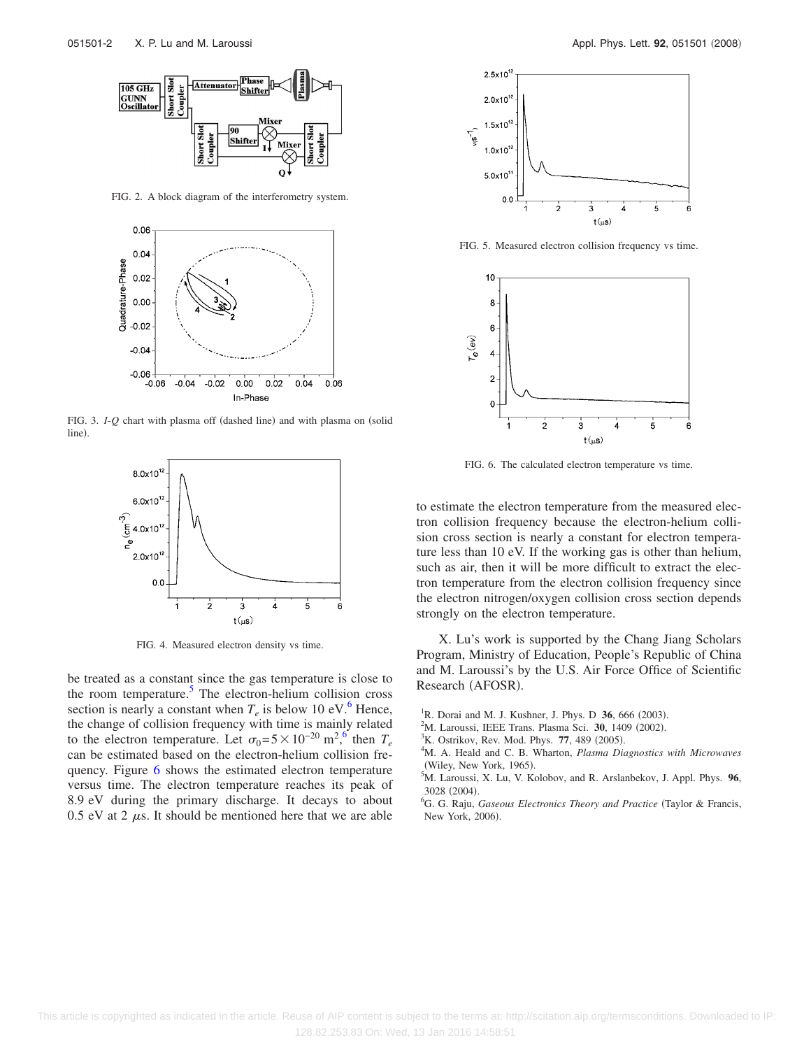105 GHz GUNN Oscillator

Short Slot Coupler

Attenuator

Phase Shifter

Plasma

Short Slot Coupler

90 Shifter

Mixer

I

Mixer

Q

Short Slot Coupler

FIG. 2. A block diagram of the interferometry system.

0.06
0.04
0.02
0.00
-0.02
-0.04
-0.06
-0.06 -0.04 -0.02 0.00 0.02 0.04 0.06
In-Phase
Quadrature-Phase
1
2
3
4

FIG. 3. *I-Q* chart with plasma off (dashed line) and with plasma on (solid line).

8.0x10^12
6.0x10^12
4.0x10^12
2.0x10^12
0.0
1 2 3 4 5 6
t(μs)
n_e (cm^-3)

FIG. 4. Measured electron density vs time.

be treated as a constant since the gas temperature is close to the room temperature.[5] The electron-helium collision cross section is nearly a constant when $T_e$ is below 10 eV.[6] Hence, the change of collision frequency with time is mainly related to the electron temperature. Let $\sigma_0 = 5 \times 10^{-20}$ m$^2$,[6] then $T_e$ can be estimated based on the electron-helium collision frequency. Figure 6 shows the estimated electron temperature versus time. The electron temperature reaches its peak of 8.9 eV during the primary discharge. It decays to about 0.5 eV at 2 $\mu$s. It should be mentioned here that we are able

2.5x10^12
2.0x10^12
1.5x10^12
1.0x10^12
5.0x10^11
0.0
1 2 3 4 5 6
t(μs)
ν(s^-1)

FIG. 5. Measured electron collision frequency vs time.

10
8
6
4
2
0
1 2 3 4 5 6
t(μs)
T_e (ev)

FIG. 6. The calculated electron temperature vs time.

to estimate the electron temperature from the measured electron collision frequency because the electron-helium collision cross section is nearly a constant for electron temperature less than 10 eV. If the working gas is other than helium, such as air, then it will be more difficult to extract the electron temperature from the electron collision frequency since the electron nitrogen/oxygen collision cross section depends strongly on the electron temperature.

X. Lu's work is supported by the Chang Jiang Scholars Program, Ministry of Education, People's Republic of China and M. Laroussi's by the U.S. Air Force Office of Scientific Research (AFOSR).

[1] R. Dorai and M. J. Kushner, J. Phys. D **36**, 666 (2003).
[2] M. Laroussi, IEEE Trans. Plasma Sci. **30**, 1409 (2002).
[3] K. Ostrikov, Rev. Mod. Phys. **77**, 489 (2005).
[4] M. A. Heald and C. B. Wharton, *Plasma Diagnostics with Microwaves* (Wiley, New York, 1965).
[5] M. Laroussi, X. Lu, V. Kolobov, and R. Arslanbekov, J. Appl. Phys. **96**, 3028 (2004).
[6] G. G. Raju, *Gaseous Electronics Theory and Practice* (Taylor & Francis, New York, 2006).